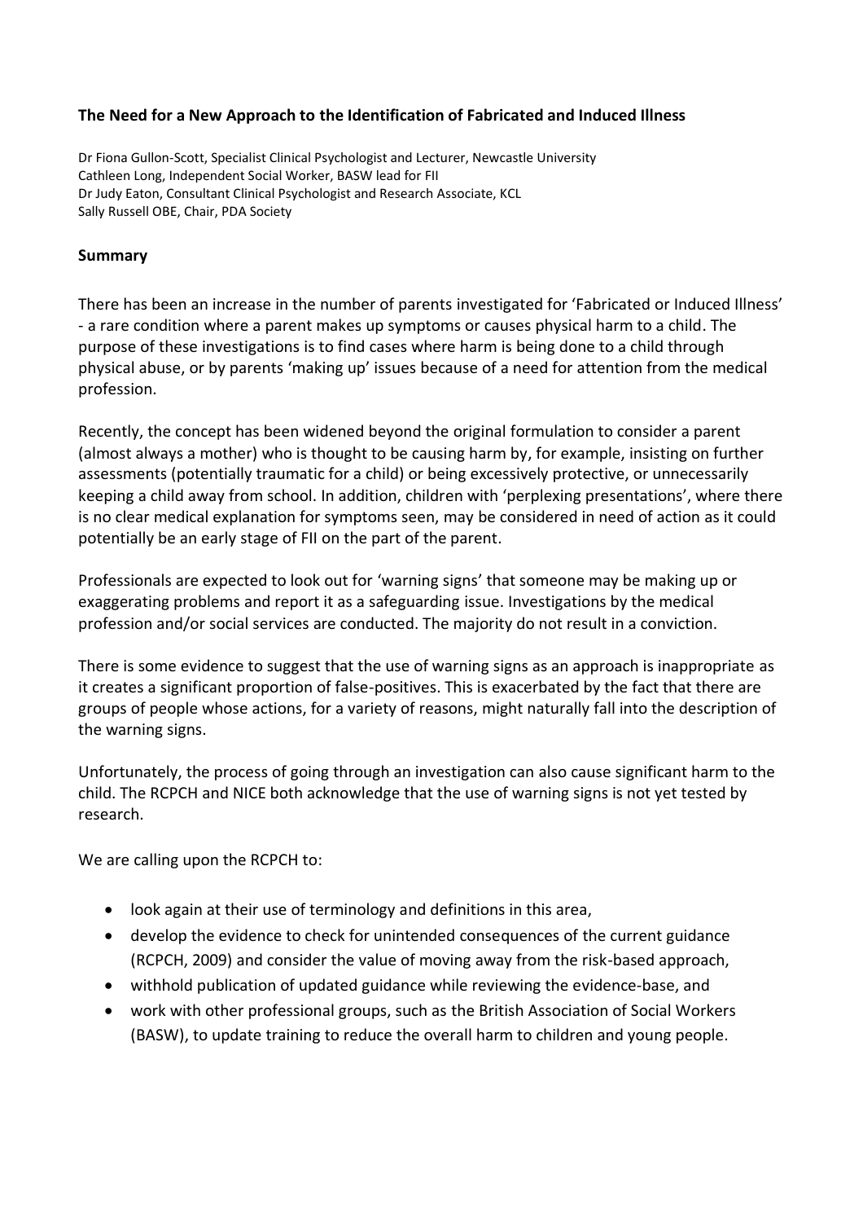# The Need for a New Approach to the Identification of Fabricated and Induced Illness

Dr Fiona Gullon-Scott, Specialist Clinical Psychologist and Lecturer, Newcastle University
Cathleen Long, Independent Social Worker, BASW lead for FII
Dr Judy Eaton, Consultant Clinical Psychologist and Research Associate, KCL
Sally Russell OBE, Chair, PDA Society

## Summary

There has been an increase in the number of parents investigated for 'Fabricated or Induced Illness' - a rare condition where a parent makes up symptoms or causes physical harm to a child. The purpose of these investigations is to find cases where harm is being done to a child through physical abuse, or by parents 'making up' issues because of a need for attention from the medical profession.

Recently, the concept has been widened beyond the original formulation to consider a parent (almost always a mother) who is thought to be causing harm by, for example, insisting on further assessments (potentially traumatic for a child) or being excessively protective, or unnecessarily keeping a child away from school. In addition, children with 'perplexing presentations', where there is no clear medical explanation for symptoms seen, may be considered in need of action as it could potentially be an early stage of FII on the part of the parent.

Professionals are expected to look out for 'warning signs' that someone may be making up or exaggerating problems and report it as a safeguarding issue. Investigations by the medical profession and/or social services are conducted. The majority do not result in a conviction.

There is some evidence to suggest that the use of warning signs as an approach is inappropriate as it creates a significant proportion of false-positives. This is exacerbated by the fact that there are groups of people whose actions, for a variety of reasons, might naturally fall into the description of the warning signs.

Unfortunately, the process of going through an investigation can also cause significant harm to the child. The RCPCH and NICE both acknowledge that the use of warning signs is not yet tested by research.

We are calling upon the RCPCH to:

- look again at their use of terminology and definitions in this area,
- develop the evidence to check for unintended consequences of the current guidance (RCPCH, 2009) and consider the value of moving away from the risk-based approach,
- withhold publication of updated guidance while reviewing the evidence-base, and
- work with other professional groups, such as the British Association of Social Workers (BASW), to update training to reduce the overall harm to children and young people.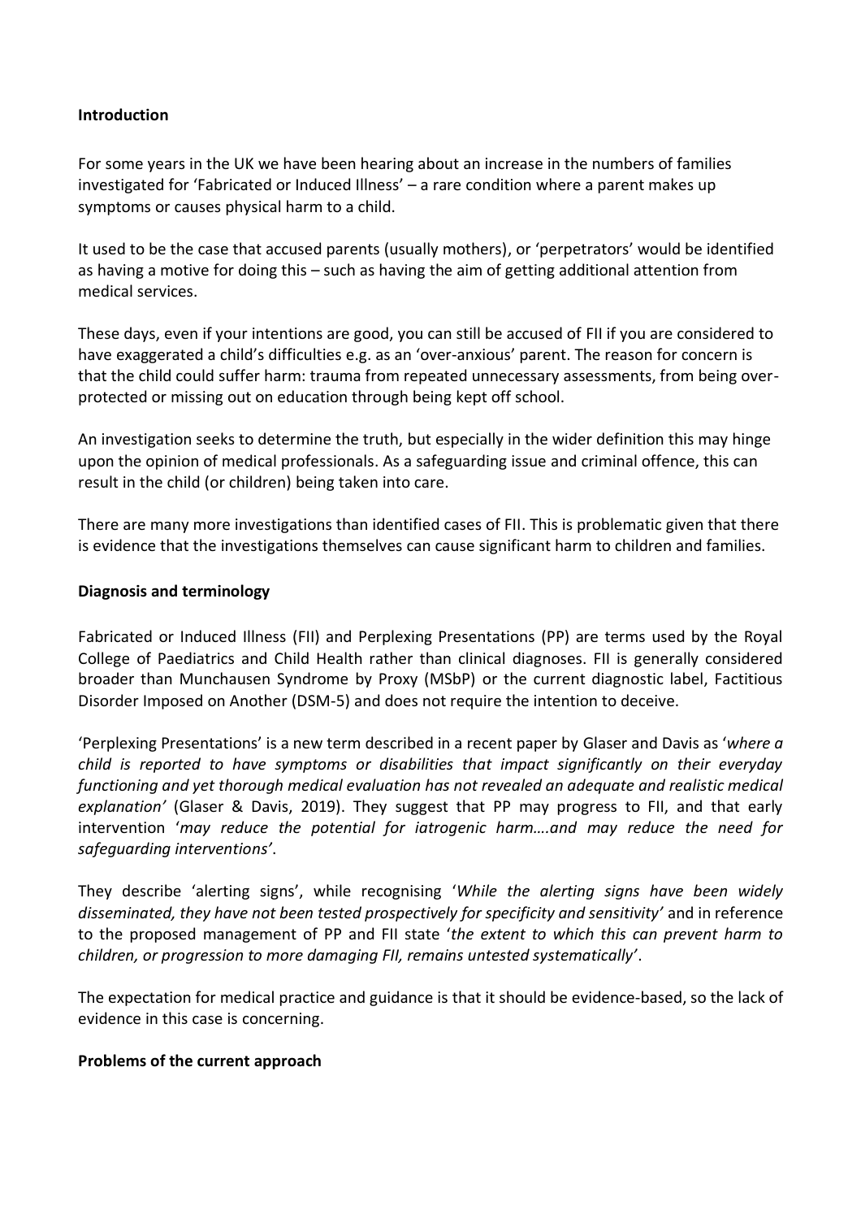## Introduction

For some years in the UK we have been hearing about an increase in the numbers of families investigated for 'Fabricated or Induced Illness' – a rare condition where a parent makes up symptoms or causes physical harm to a child.

It used to be the case that accused parents (usually mothers), or 'perpetrators' would be identified as having a motive for doing this – such as having the aim of getting additional attention from medical services.

These days, even if your intentions are good, you can still be accused of FII if you are considered to have exaggerated a child's difficulties e.g. as an 'over-anxious' parent. The reason for concern is that the child could suffer harm: trauma from repeated unnecessary assessments, from being over-protected or missing out on education through being kept off school.

An investigation seeks to determine the truth, but especially in the wider definition this may hinge upon the opinion of medical professionals. As a safeguarding issue and criminal offence, this can result in the child (or children) being taken into care.

There are many more investigations than identified cases of FII. This is problematic given that there is evidence that the investigations themselves can cause significant harm to children and families.

## Diagnosis and terminology

Fabricated or Induced Illness (FII) and Perplexing Presentations (PP) are terms used by the Royal College of Paediatrics and Child Health rather than clinical diagnoses. FII is generally considered broader than Munchausen Syndrome by Proxy (MSbP) or the current diagnostic label, Factitious Disorder Imposed on Another (DSM-5) and does not require the intention to deceive.

'Perplexing Presentations' is a new term described in a recent paper by Glaser and Davis as '*where a child is reported to have symptoms or disabilities that impact significantly on their everyday functioning and yet thorough medical evaluation has not revealed an adequate and realistic medical explanation*' (Glaser & Davis, 2019). They suggest that PP may progress to FII, and that early intervention '*may reduce the potential for iatrogenic harm….and may reduce the need for safeguarding interventions*'.

They describe 'alerting signs', while recognising '*While the alerting signs have been widely disseminated, they have not been tested prospectively for specificity and sensitivity*' and in reference to the proposed management of PP and FII state '*the extent to which this can prevent harm to children, or progression to more damaging FII, remains untested systematically*'.

The expectation for medical practice and guidance is that it should be evidence-based, so the lack of evidence in this case is concerning.

## Problems of the current approach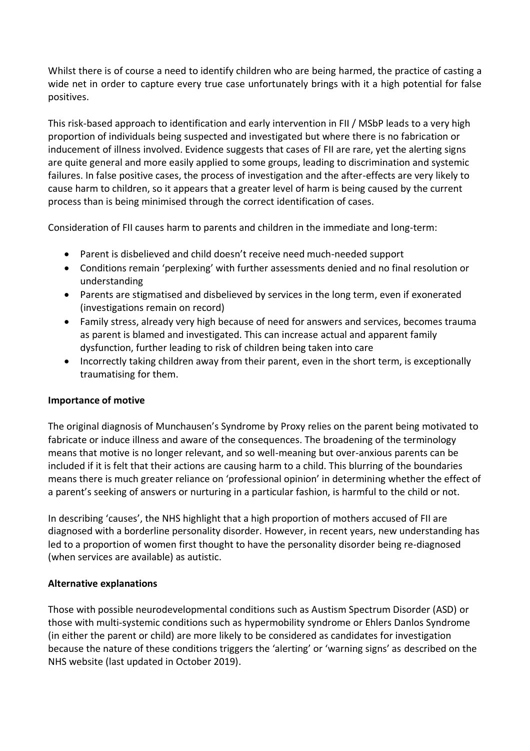Whilst there is of course a need to identify children who are being harmed, the practice of casting a wide net in order to capture every true case unfortunately brings with it a high potential for false positives.

This risk-based approach to identification and early intervention in FII / MSbP leads to a very high proportion of individuals being suspected and investigated but where there is no fabrication or inducement of illness involved. Evidence suggests that cases of FII are rare, yet the alerting signs are quite general and more easily applied to some groups, leading to discrimination and systemic failures. In false positive cases, the process of investigation and the after-effects are very likely to cause harm to children, so it appears that a greater level of harm is being caused by the current process than is being minimised through the correct identification of cases.

Consideration of FII causes harm to parents and children in the immediate and long-term:

- Parent is disbelieved and child doesn't receive need much-needed support
- Conditions remain 'perplexing' with further assessments denied and no final resolution or understanding
- Parents are stigmatised and disbelieved by services in the long term, even if exonerated (investigations remain on record)
- Family stress, already very high because of need for answers and services, becomes trauma as parent is blamed and investigated. This can increase actual and apparent family dysfunction, further leading to risk of children being taken into care
- Incorrectly taking children away from their parent, even in the short term, is exceptionally traumatising for them.

**Importance of motive**

The original diagnosis of Munchausen's Syndrome by Proxy relies on the parent being motivated to fabricate or induce illness and aware of the consequences. The broadening of the terminology means that motive is no longer relevant, and so well-meaning but over-anxious parents can be included if it is felt that their actions are causing harm to a child. This blurring of the boundaries means there is much greater reliance on 'professional opinion' in determining whether the effect of a parent's seeking of answers or nurturing in a particular fashion, is harmful to the child or not.

In describing 'causes', the NHS highlight that a high proportion of mothers accused of FII are diagnosed with a borderline personality disorder. However, in recent years, new understanding has led to a proportion of women first thought to have the personality disorder being re-diagnosed (when services are available) as autistic.

**Alternative explanations**

Those with possible neurodevelopmental conditions such as Austism Spectrum Disorder (ASD) or those with multi-systemic conditions such as hypermobility syndrome or Ehlers Danlos Syndrome (in either the parent or child) are more likely to be considered as candidates for investigation because the nature of these conditions triggers the 'alerting' or 'warning signs' as described on the NHS website (last updated in October 2019).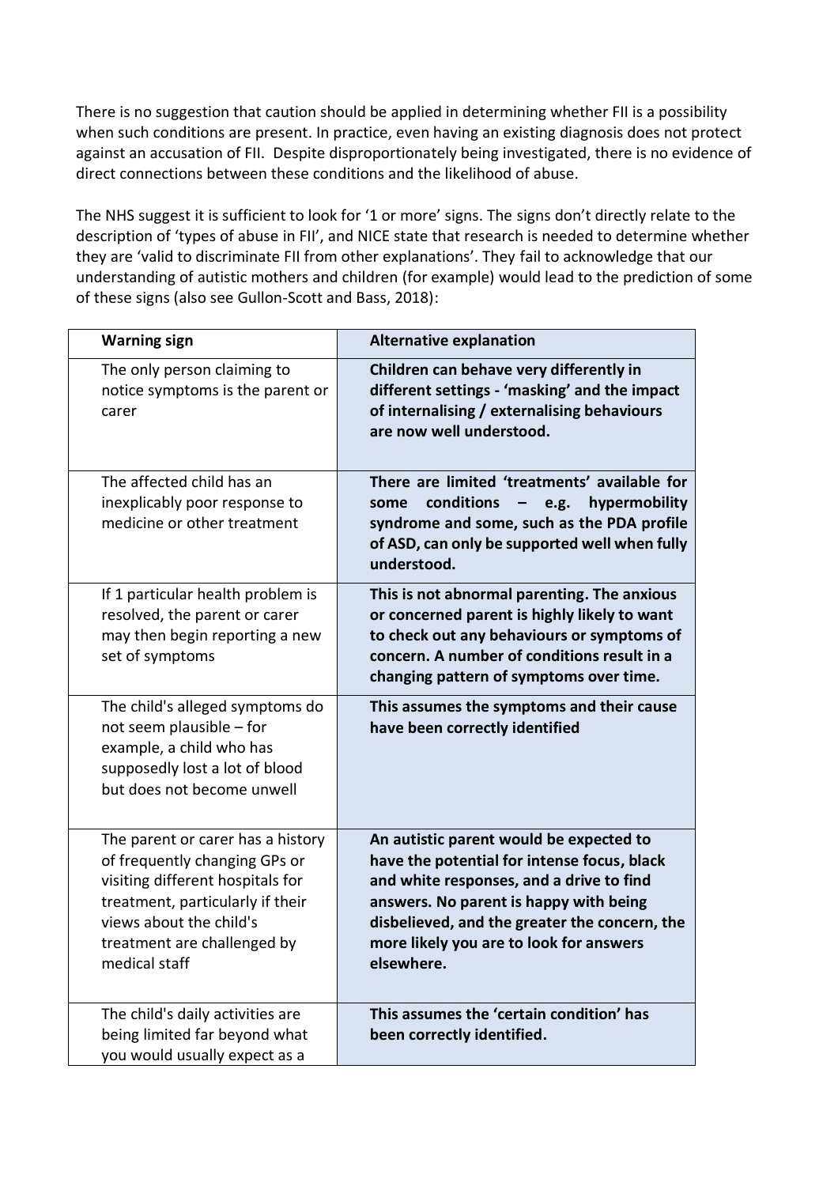There is no suggestion that caution should be applied in determining whether FII is a possibility when such conditions are present. In practice, even having an existing diagnosis does not protect against an accusation of FII. Despite disproportionately being investigated, there is no evidence of direct connections between these conditions and the likelihood of abuse.

The NHS suggest it is sufficient to look for '1 or more' signs. The signs don't directly relate to the description of 'types of abuse in FII', and NICE state that research is needed to determine whether they are 'valid to discriminate FII from other explanations'. They fail to acknowledge that our understanding of autistic mothers and children (for example) would lead to the prediction of some of these signs (also see Gullon-Scott and Bass, 2018):

| Warning sign | Alternative explanation |
|---|---|
| The only person claiming to notice symptoms is the parent or carer | **Children can behave very differently in different settings - 'masking' and the impact of internalising / externalising behaviours are now well understood.** |
| The affected child has an inexplicably poor response to medicine or other treatment | **There are limited 'treatments' available for some conditions – e.g. hypermobility syndrome and some, such as the PDA profile of ASD, can only be supported well when fully understood.** |
| If 1 particular health problem is resolved, the parent or carer may then begin reporting a new set of symptoms | **This is not abnormal parenting. The anxious or concerned parent is highly likely to want to check out any behaviours or symptoms of concern. A number of conditions result in a changing pattern of symptoms over time.** |
| The child's alleged symptoms do not seem plausible – for example, a child who has supposedly lost a lot of blood but does not become unwell | **This assumes the symptoms and their cause have been correctly identified** |
| The parent or carer has a history of frequently changing GPs or visiting different hospitals for treatment, particularly if their views about the child's treatment are challenged by medical staff | **An autistic parent would be expected to have the potential for intense focus, black and white responses, and a drive to find answers. No parent is happy with being disbelieved, and the greater the concern, the more likely you are to look for answers elsewhere.** |
| The child's daily activities are being limited far beyond what you would usually expect as a | **This assumes the 'certain condition' has been correctly identified.** |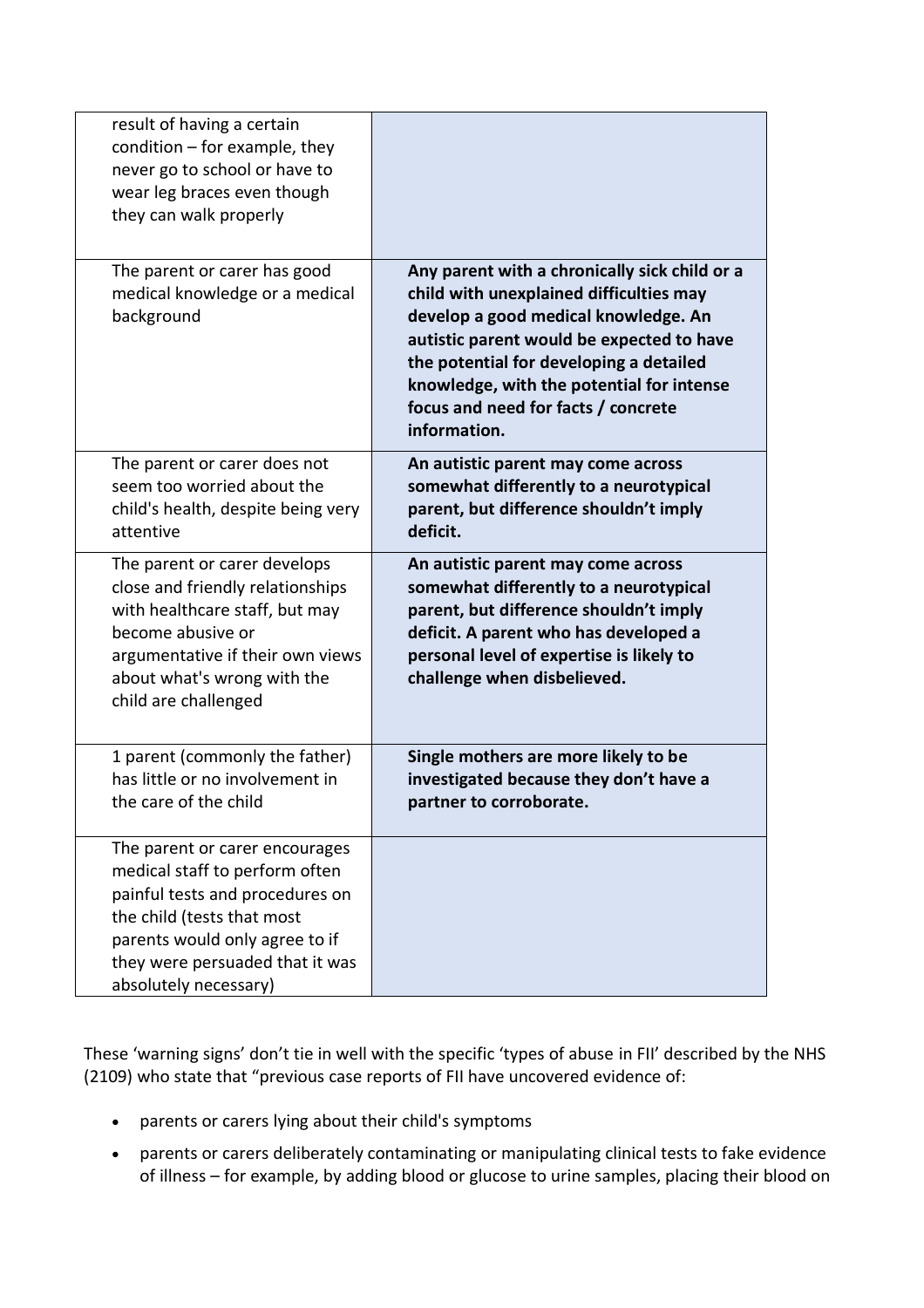| | |
|---|---|
| result of having a certain condition – for example, they never go to school or have to wear leg braces even though they can walk properly | |
| The parent or carer has good medical knowledge or a medical background | **Any parent with a chronically sick child or a child with unexplained difficulties may develop a good medical knowledge. An autistic parent would be expected to have the potential for developing a detailed knowledge, with the potential for intense focus and need for facts / concrete information.** |
| The parent or carer does not seem too worried about the child's health, despite being very attentive | **An autistic parent may come across somewhat differently to a neurotypical parent, but difference shouldn't imply deficit.** |
| The parent or carer develops close and friendly relationships with healthcare staff, but may become abusive or argumentative if their own views about what's wrong with the child are challenged | **An autistic parent may come across somewhat differently to a neurotypical parent, but difference shouldn't imply deficit. A parent who has developed a personal level of expertise is likely to challenge when disbelieved.** |
| 1 parent (commonly the father) has little or no involvement in the care of the child | **Single mothers are more likely to be investigated because they don't have a partner to corroborate.** |
| The parent or carer encourages medical staff to perform often painful tests and procedures on the child (tests that most parents would only agree to if they were persuaded that it was absolutely necessary) | |

These 'warning signs' don't tie in well with the specific 'types of abuse in FII' described by the NHS (2109) who state that "previous case reports of FII have uncovered evidence of:

- parents or carers lying about their child's symptoms
- parents or carers deliberately contaminating or manipulating clinical tests to fake evidence of illness – for example, by adding blood or glucose to urine samples, placing their blood on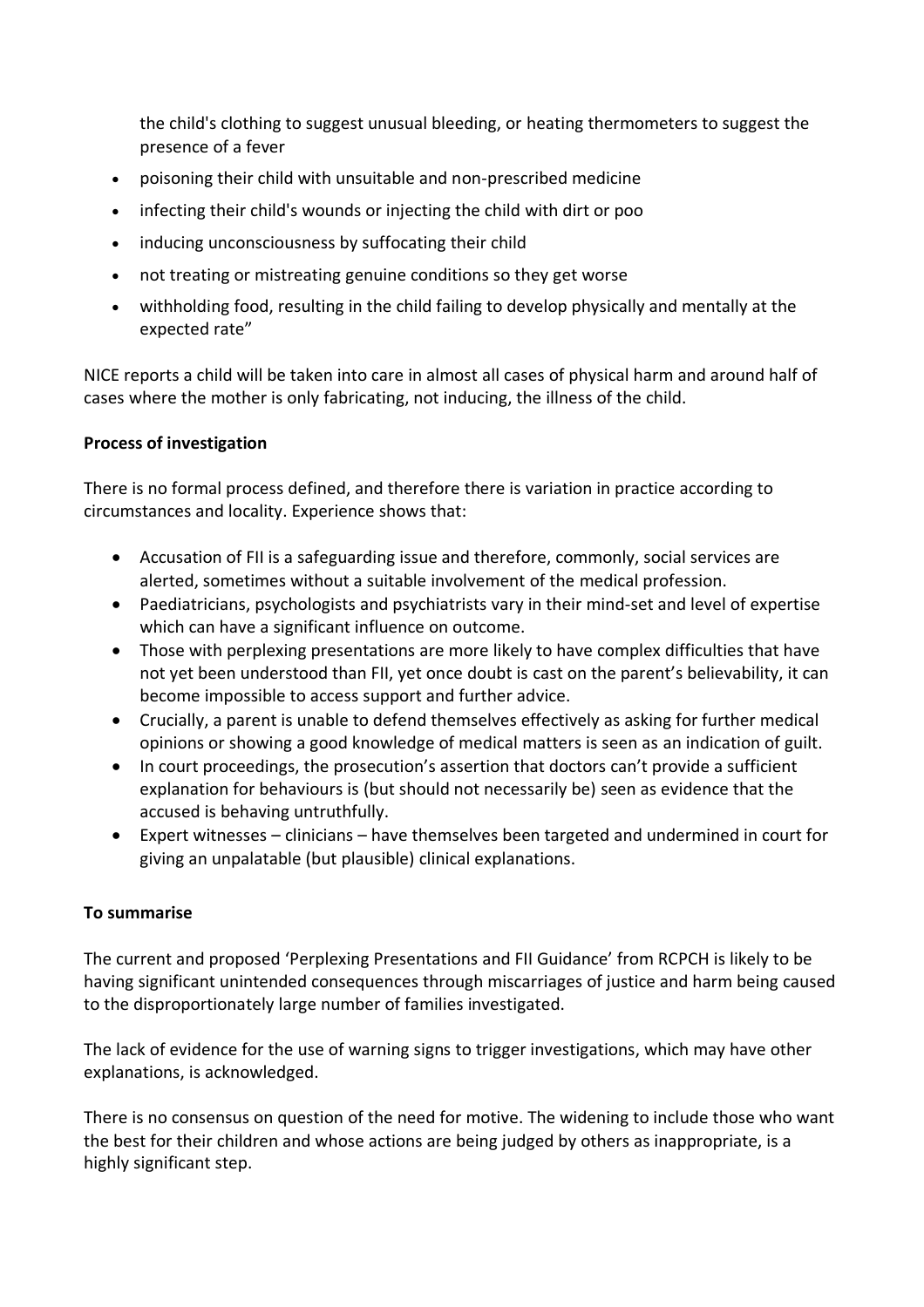the child's clothing to suggest unusual bleeding, or heating thermometers to suggest the presence of a fever

- poisoning their child with unsuitable and non-prescribed medicine
- infecting their child's wounds or injecting the child with dirt or poo
- inducing unconsciousness by suffocating their child
- not treating or mistreating genuine conditions so they get worse
- withholding food, resulting in the child failing to develop physically and mentally at the expected rate"

NICE reports a child will be taken into care in almost all cases of physical harm and around half of cases where the mother is only fabricating, not inducing, the illness of the child.

**Process of investigation**

There is no formal process defined, and therefore there is variation in practice according to circumstances and locality. Experience shows that:

- Accusation of FII is a safeguarding issue and therefore, commonly, social services are alerted, sometimes without a suitable involvement of the medical profession.
- Paediatricians, psychologists and psychiatrists vary in their mind-set and level of expertise which can have a significant influence on outcome.
- Those with perplexing presentations are more likely to have complex difficulties that have not yet been understood than FII, yet once doubt is cast on the parent's believability, it can become impossible to access support and further advice.
- Crucially, a parent is unable to defend themselves effectively as asking for further medical opinions or showing a good knowledge of medical matters is seen as an indication of guilt.
- In court proceedings, the prosecution's assertion that doctors can't provide a sufficient explanation for behaviours is (but should not necessarily be) seen as evidence that the accused is behaving untruthfully.
- Expert witnesses – clinicians – have themselves been targeted and undermined in court for giving an unpalatable (but plausible) clinical explanations.

**To summarise**

The current and proposed 'Perplexing Presentations and FII Guidance' from RCPCH is likely to be having significant unintended consequences through miscarriages of justice and harm being caused to the disproportionately large number of families investigated.

The lack of evidence for the use of warning signs to trigger investigations, which may have other explanations, is acknowledged.

There is no consensus on question of the need for motive. The widening to include those who want the best for their children and whose actions are being judged by others as inappropriate, is a highly significant step.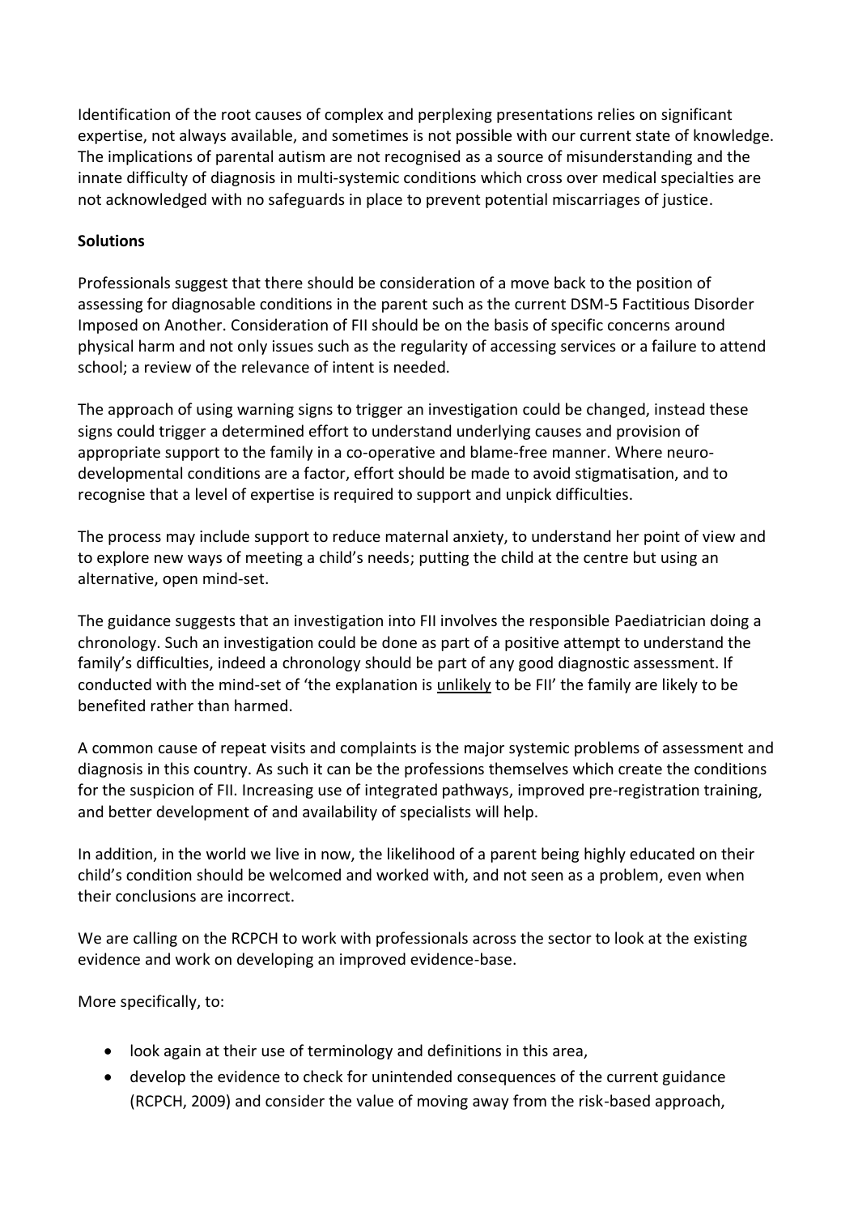Identification of the root causes of complex and perplexing presentations relies on significant expertise, not always available, and sometimes is not possible with our current state of knowledge. The implications of parental autism are not recognised as a source of misunderstanding and the innate difficulty of diagnosis in multi-systemic conditions which cross over medical specialties are not acknowledged with no safeguards in place to prevent potential miscarriages of justice.

**Solutions**

Professionals suggest that there should be consideration of a move back to the position of assessing for diagnosable conditions in the parent such as the current DSM-5 Factitious Disorder Imposed on Another. Consideration of FII should be on the basis of specific concerns around physical harm and not only issues such as the regularity of accessing services or a failure to attend school; a review of the relevance of intent is needed.

The approach of using warning signs to trigger an investigation could be changed, instead these signs could trigger a determined effort to understand underlying causes and provision of appropriate support to the family in a co-operative and blame-free manner. Where neuro-developmental conditions are a factor, effort should be made to avoid stigmatisation, and to recognise that a level of expertise is required to support and unpick difficulties.

The process may include support to reduce maternal anxiety, to understand her point of view and to explore new ways of meeting a child's needs; putting the child at the centre but using an alternative, open mind-set.

The guidance suggests that an investigation into FII involves the responsible Paediatrician doing a chronology. Such an investigation could be done as part of a positive attempt to understand the family's difficulties, indeed a chronology should be part of any good diagnostic assessment. If conducted with the mind-set of 'the explanation is <u>unlikely</u> to be FII' the family are likely to be benefited rather than harmed.

A common cause of repeat visits and complaints is the major systemic problems of assessment and diagnosis in this country. As such it can be the professions themselves which create the conditions for the suspicion of FII. Increasing use of integrated pathways, improved pre-registration training, and better development of and availability of specialists will help.

In addition, in the world we live in now, the likelihood of a parent being highly educated on their child's condition should be welcomed and worked with, and not seen as a problem, even when their conclusions are incorrect.

We are calling on the RCPCH to work with professionals across the sector to look at the existing evidence and work on developing an improved evidence-base.

More specifically, to:

- look again at their use of terminology and definitions in this area,
- develop the evidence to check for unintended consequences of the current guidance (RCPCH, 2009) and consider the value of moving away from the risk-based approach,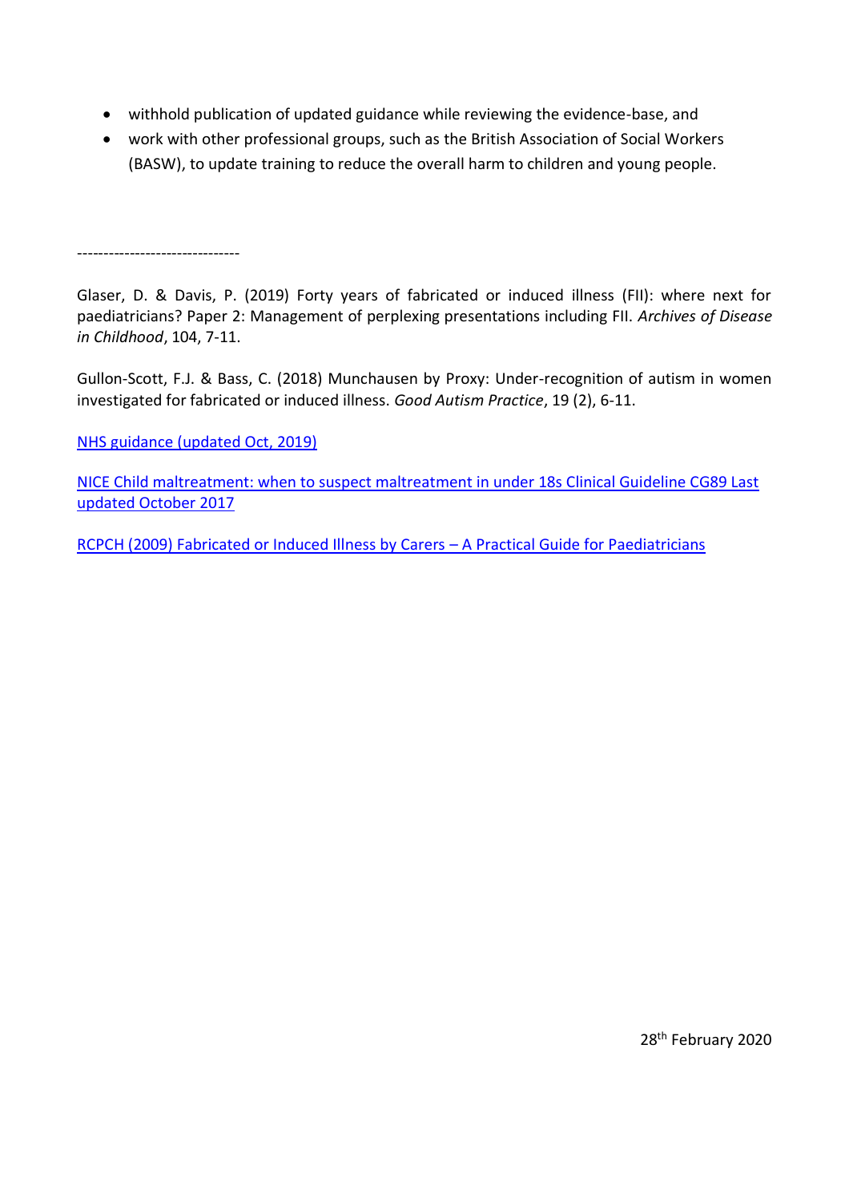- withhold publication of updated guidance while reviewing the evidence-base, and
- work with other professional groups, such as the British Association of Social Workers (BASW), to update training to reduce the overall harm to children and young people.

-------------------------------

Glaser, D. & Davis, P. (2019) Forty years of fabricated or induced illness (FII): where next for paediatricians? Paper 2: Management of perplexing presentations including FII. *Archives of Disease in Childhood*, 104, 7-11.

Gullon-Scott, F.J. & Bass, C. (2018) Munchausen by Proxy: Under-recognition of autism in women investigated for fabricated or induced illness. *Good Autism Practice*, 19 (2), 6-11.

NHS guidance (updated Oct, 2019)

NICE Child maltreatment: when to suspect maltreatment in under 18s Clinical Guideline CG89 Last updated October 2017

RCPCH (2009) Fabricated or Induced Illness by Carers – A Practical Guide for Paediatricians

28th February 2020